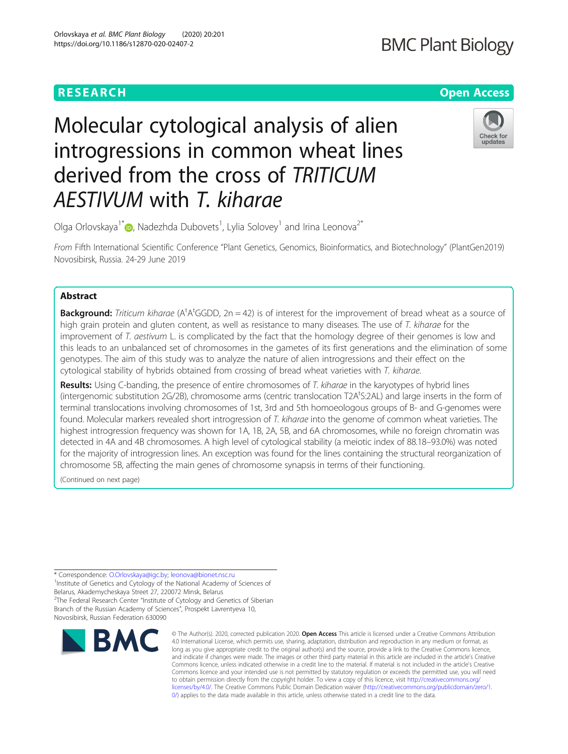RESEARCH Open Access

# Molecular cytological analysis of alien introgressions in common wheat lines derived from the cross of *TRITICUM AESTIVUM* with *T. kiharae*

Olga Orlovskaya[1*], Nadezhda Dubovets[1], Lylia Solovey[1] and Irina Leonova[2*]

*From* Fifth International Scientific Conference "Plant Genetics, Genomics, Bioinformatics, and Biotechnology" (PlantGen2019) Novosibirsk, Russia. 24-29 June 2019

## Abstract

**Background:** *Triticum kiharae* ($A^tA^tGGDD$, 2n = 42) is of interest for the improvement of bread wheat as a source of high grain protein and gluten content, as well as resistance to many diseases. The use of *T. kiharae* for the improvement of *T. aestivum* L. is complicated by the fact that the homology degree of their genomes is low and this leads to an unbalanced set of chromosomes in the gametes of its first generations and the elimination of some genotypes. The aim of this study was to analyze the nature of alien introgressions and their effect on the cytological stability of hybrids obtained from crossing of bread wheat varieties with *T. kiharae*.

**Results:** Using C-banding, the presence of entire chromosomes of *T. kiharae* in the karyotypes of hybrid lines (intergenomic substitution 2G/2B), chromosome arms (centric translocation $T2A^tS{:}2AL$) and large inserts in the form of terminal translocations involving chromosomes of 1st, 3rd and 5th homoeologous groups of B- and G-genomes were found. Molecular markers revealed short introgression of *T. kiharae* into the genome of common wheat varieties. The highest introgression frequency was shown for 1A, 1B, 2A, 5B, and 6A chromosomes, while no foreign chromatin was detected in 4A and 4B chromosomes. A high level of cytological stability (a meiotic index of 88.18–93.0%) was noted for the majority of introgression lines. An exception was found for the lines containing the structural reorganization of chromosome 5B, affecting the main genes of chromosome synapsis in terms of their functioning.

(Continued on next page)

---

* Correspondence: O.Orlovskaya@igc.by; leonova@bionet.nsc.ru
[1]Institute of Genetics and Cytology of the National Academy of Sciences of Belarus, Akademycheskaya Street 27, 220072 Minsk, Belarus
[2]The Federal Research Center "Institute of Cytology and Genetics of Siberian Branch of the Russian Academy of Sciences", Prospekt Lavrentyeva 10, Novosibirsk, Russian Federation 630090

© The Author(s). 2020, corrected publication 2020. **Open Access** This article is licensed under a Creative Commons Attribution 4.0 International License, which permits use, sharing, adaptation, distribution and reproduction in any medium or format, as long as you give appropriate credit to the original author(s) and the source, provide a link to the Creative Commons licence, and indicate if changes were made. The images or other third party material in this article are included in the article's Creative Commons licence, unless indicated otherwise in a credit line to the material. If material is not included in the article's Creative Commons licence and your intended use is not permitted by statutory regulation or exceeds the permitted use, you will need to obtain permission directly from the copyright holder. To view a copy of this licence, visit http://creativecommons.org/licenses/by/4.0/. The Creative Commons Public Domain Dedication waiver (http://creativecommons.org/publicdomain/zero/1.0/) applies to the data made available in this article, unless otherwise stated in a credit line to the data.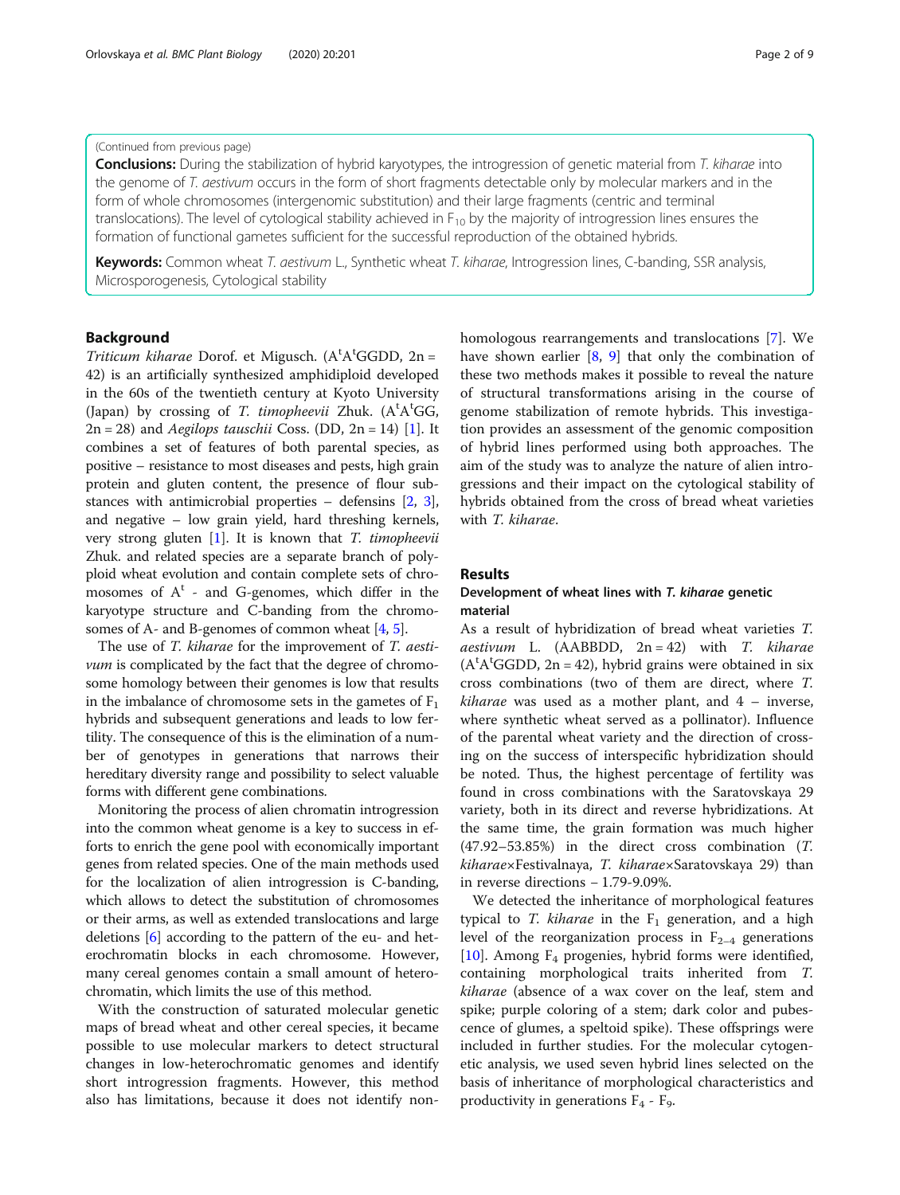(Continued from previous page)

**Conclusions:** During the stabilization of hybrid karyotypes, the introgression of genetic material from *T. kiharae* into the genome of *T. aestivum* occurs in the form of short fragments detectable only by molecular markers and in the form of whole chromosomes (intergenomic substitution) and their large fragments (centric and terminal translocations). The level of cytological stability achieved in $F_{10}$ by the majority of introgression lines ensures the formation of functional gametes sufficient for the successful reproduction of the obtained hybrids.

**Keywords:** Common wheat *T. aestivum* L., Synthetic wheat *T. kiharae*, Introgression lines, C-banding, SSR analysis, Microsporogenesis, Cytological stability

## Background

*Triticum kiharae* Dorof. et Migusch. ($A^tA^tGGDD$, 2n = 42) is an artificially synthesized amphidiploid developed in the 60s of the twentieth century at Kyoto University (Japan) by crossing of *T. timopheevii* Zhuk. ($A^tA^tGG$, 2n = 28) and *Aegilops tauschii* Coss. (DD, 2n = 14) [1]. It combines a set of features of both parental species, as positive – resistance to most diseases and pests, high grain protein and gluten content, the presence of flour substances with antimicrobial properties – defensins [2, 3], and negative – low grain yield, hard threshing kernels, very strong gluten [1]. It is known that *T. timopheevii* Zhuk. and related species are a separate branch of polyploid wheat evolution and contain complete sets of chromosomes of $A^t$ - and G-genomes, which differ in the karyotype structure and C-banding from the chromosomes of A- and B-genomes of common wheat [4, 5].

The use of *T. kiharae* for the improvement of *T. aestivum* is complicated by the fact that the degree of chromosome homology between their genomes is low that results in the imbalance of chromosome sets in the gametes of $F_1$ hybrids and subsequent generations and leads to low fertility. The consequence of this is the elimination of a number of genotypes in generations that narrows their hereditary diversity range and possibility to select valuable forms with different gene combinations.

Monitoring the process of alien chromatin introgression into the common wheat genome is a key to success in efforts to enrich the gene pool with economically important genes from related species. One of the main methods used for the localization of alien introgression is C-banding, which allows to detect the substitution of chromosomes or their arms, as well as extended translocations and large deletions [6] according to the pattern of the eu- and heterochromatin blocks in each chromosome. However, many cereal genomes contain a small amount of heterochromatin, which limits the use of this method.

With the construction of saturated molecular genetic maps of bread wheat and other cereal species, it became possible to use molecular markers to detect structural changes in low-heterochromatic genomes and identify short introgression fragments. However, this method also has limitations, because it does not identify non-homologous rearrangements and translocations [7]. We have shown earlier [8, 9] that only the combination of these two methods makes it possible to reveal the nature of structural transformations arising in the course of genome stabilization of remote hybrids. This investigation provides an assessment of the genomic composition of hybrid lines performed using both approaches. The aim of the study was to analyze the nature of alien introgressions and their impact on the cytological stability of hybrids obtained from the cross of bread wheat varieties with *T. kiharae*.

## Results

### Development of wheat lines with *T. kiharae* genetic material

As a result of hybridization of bread wheat varieties *T. aestivum* L. (AABBDD, 2n = 42) with *T. kiharae* ($A^tA^tGGDD$, 2n = 42), hybrid grains were obtained in six cross combinations (two of them are direct, where *T. kiharae* was used as a mother plant, and 4 – inverse, where synthetic wheat served as a pollinator). Influence of the parental wheat variety and the direction of crossing on the success of interspecific hybridization should be noted. Thus, the highest percentage of fertility was found in cross combinations with the Saratovskaya 29 variety, both in its direct and reverse hybridizations. At the same time, the grain formation was much higher (47.92–53.85%) in the direct cross combination (*T. kiharae*×Festivalnaya, *T. kiharae*×Saratovskaya 29) than in reverse directions – 1.79-9.09%.

We detected the inheritance of morphological features typical to *T. kiharae* in the $F_1$ generation, and a high level of the reorganization process in $F_{2–4}$ generations [10]. Among $F_4$ progenies, hybrid forms were identified, containing morphological traits inherited from *T. kiharae* (absence of a wax cover on the leaf, stem and spike; purple coloring of a stem; dark color and pubescence of glumes, a speltoid spike). These offsprings were included in further studies. For the molecular cytogenetic analysis, we used seven hybrid lines selected on the basis of inheritance of morphological characteristics and productivity in generations $F_4$ - $F_9$.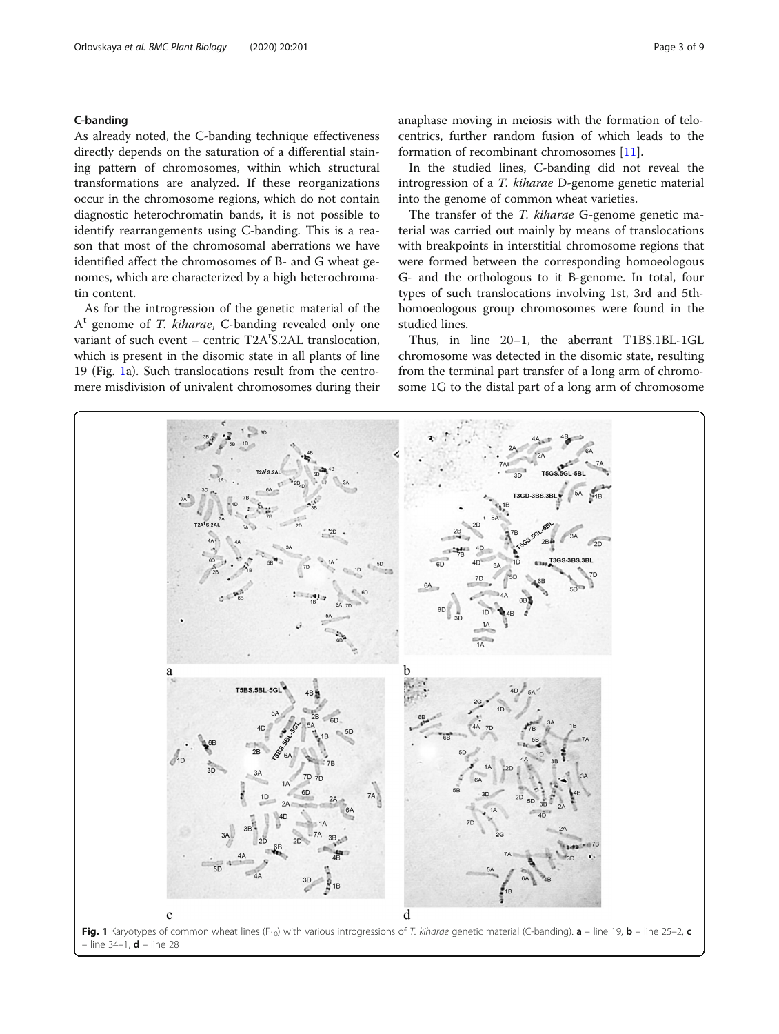## C-banding

As already noted, the C-banding technique effectiveness directly depends on the saturation of a differential staining pattern of chromosomes, within which structural transformations are analyzed. If these reorganizations occur in the chromosome regions, which do not contain diagnostic heterochromatin bands, it is not possible to identify rearrangements using C-banding. This is a reason that most of the chromosomal aberrations we have identified affect the chromosomes of B- and G wheat genomes, which are characterized by a high heterochromatin content.

As for the introgression of the genetic material of the $A^t$ genome of *T. kiharae*, C-banding revealed only one variant of such event – centric T2A$^t$S.2AL translocation, which is present in the disomic state in all plants of line 19 (Fig. 1a). Such translocations result from the centromere misdivision of univalent chromosomes during their anaphase moving in meiosis with the formation of telocentrics, further random fusion of which leads to the formation of recombinant chromosomes [11].

In the studied lines, C-banding did not reveal the introgression of a *T. kiharae* D-genome genetic material into the genome of common wheat varieties.

The transfer of the *T. kiharae* G-genome genetic material was carried out mainly by means of translocations with breakpoints in interstitial chromosome regions that were formed between the corresponding homoeologous G- and the orthologous to it B-genome. In total, four types of such translocations involving 1st, 3rd and 5th-homoeologous group chromosomes were found in the studied lines.

Thus, in line 20–1, the aberrant T1BS.1BL-1GL chromosome was detected in the disomic state, resulting from the terminal part transfer of a long arm of chromosome 1G to the distal part of a long arm of chromosome

**Fig. 1** Karyotypes of common wheat lines ($F_{10}$) with various introgressions of *T. kiharae* genetic material (C-banding). **a** – line 19, **b** – line 25–2, **c** – line 34–1, **d** – line 28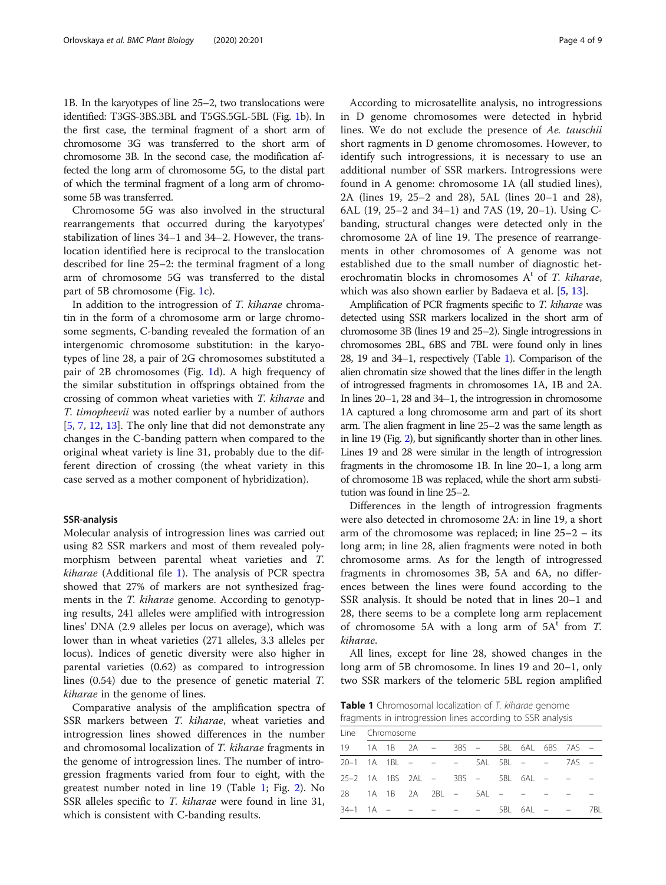1B. In the karyotypes of line 25–2, two translocations were identified: T3GS-3BS.3BL and T5GS.5GL-5BL (Fig. 1b). In the first case, the terminal fragment of a short arm of chromosome 3G was transferred to the short arm of chromosome 3B. In the second case, the modification affected the long arm of chromosome 5G, to the distal part of which the terminal fragment of a long arm of chromosome 5B was transferred.

Chromosome 5G was also involved in the structural rearrangements that occurred during the karyotypes' stabilization of lines 34–1 and 34–2. However, the translocation identified here is reciprocal to the translocation described for line 25–2: the terminal fragment of a long arm of chromosome 5G was transferred to the distal part of 5B chromosome (Fig. 1c).

In addition to the introgression of *T. kiharae* chromatin in the form of a chromosome arm or large chromosome segments, C-banding revealed the formation of an intergenomic chromosome substitution: in the karyotypes of line 28, a pair of 2G chromosomes substituted a pair of 2B chromosomes (Fig. 1d). A high frequency of the similar substitution in offsprings obtained from the crossing of common wheat varieties with *T. kiharae* and *T. timopheevii* was noted earlier by a number of authors [5, 7, 12, 13]. The only line that did not demonstrate any changes in the C-banding pattern when compared to the original wheat variety is line 31, probably due to the different direction of crossing (the wheat variety in this case served as a mother component of hybridization).

### SSR-analysis

Molecular analysis of introgression lines was carried out using 82 SSR markers and most of them revealed polymorphism between parental wheat varieties and *T. kiharae* (Additional file 1). The analysis of PCR spectra showed that 27% of markers are not synthesized fragments in the *T. kiharae* genome. According to genotyping results, 241 alleles were amplified with introgression lines' DNA (2.9 alleles per locus on average), which was lower than in wheat varieties (271 alleles, 3.3 alleles per locus). Indices of genetic diversity were also higher in parental varieties (0.62) as compared to introgression lines (0.54) due to the presence of genetic material *T. kiharae* in the genome of lines.

Comparative analysis of the amplification spectra of SSR markers between *T. kiharae*, wheat varieties and introgression lines showed differences in the number and chromosomal localization of *T. kiharae* fragments in the genome of introgression lines. The number of introgression fragments varied from four to eight, with the greatest number noted in line 19 (Table 1; Fig. 2). No SSR alleles specific to *T. kiharae* were found in line 31, which is consistent with C-banding results.

According to microsatellite analysis, no introgressions in D genome chromosomes were detected in hybrid lines. We do not exclude the presence of *Ae. tauschii* short ragments in D genome chromosomes. However, to identify such introgressions, it is necessary to use an additional number of SSR markers. Introgressions were found in A genome: chromosome 1A (all studied lines), 2A (lines 19, 25–2 and 28), 5AL (lines 20–1 and 28), 6AL (19, 25–2 and 34–1) and 7AS (19, 20–1). Using C-banding, structural changes were detected only in the chromosome 2A of line 19. The presence of rearrangements in other chromosomes of A genome was not established due to the small number of diagnostic heterochromatin blocks in chromosomes $A^t$ of *T. kiharae*, which was also shown earlier by Badaeva et al. [5, 13].

Amplification of PCR fragments specific to *T. kiharae* was detected using SSR markers localized in the short arm of chromosome 3B (lines 19 and 25–2). Single introgressions in chromosomes 2BL, 6BS and 7BL were found only in lines 28, 19 and 34–1, respectively (Table 1). Comparison of the alien chromatin size showed that the lines differ in the length of introgressed fragments in chromosomes 1A, 1B and 2A. In lines 20–1, 28 and 34–1, the introgression in chromosome 1A captured a long chromosome arm and part of its short arm. The alien fragment in line 25–2 was the same length as in line 19 (Fig. 2), but significantly shorter than in other lines. Lines 19 and 28 were similar in the length of introgression fragments in the chromosome 1B. In line 20–1, a long arm of chromosome 1B was replaced, while the short arm substitution was found in line 25–2.

Differences in the length of introgression fragments were also detected in chromosome 2A: in line 19, a short arm of the chromosome was replaced; in line 25–2 – its long arm; in line 28, alien fragments were noted in both chromosome arms. As for the length of introgressed fragments in chromosomes 3B, 5A and 6A, no differences between the lines were found according to the SSR analysis. It should be noted that in lines 20–1 and 28, there seems to be a complete long arm replacement of chromosome 5A with a long arm of $5A^t$ from *T. kiharae*.

All lines, except for line 28, showed changes in the long arm of 5B chromosome. In lines 19 and 20–1, only two SSR markers of the telomeric 5BL region amplified

**Table 1** Chromosomal localization of *T. kiharae* genome fragments in introgression lines according to SSR analysis

| Line | Chromosome | | | | | | | | | | |
|---|---|---|---|---|---|---|---|---|---|---|---|
| 19 | 1A | 1B | 2A | – | 3BS | – | 5BL | 6AL | 6BS | 7AS | – |
| 20–1 | 1A | 1BL | – | – | – | 5AL | 5BL | – | – | 7AS | – |
| 25–2 | 1A | 1BS | 2AL | – | 3BS | – | 5BL | 6AL | – | – | – |
| 28 | 1A | 1B | 2A | 2BL | – | 5AL | – | – | – | – | – |
| 34–1 | 1A | – | – | – | – | – | 5BL | 6AL | – | – | 7BL |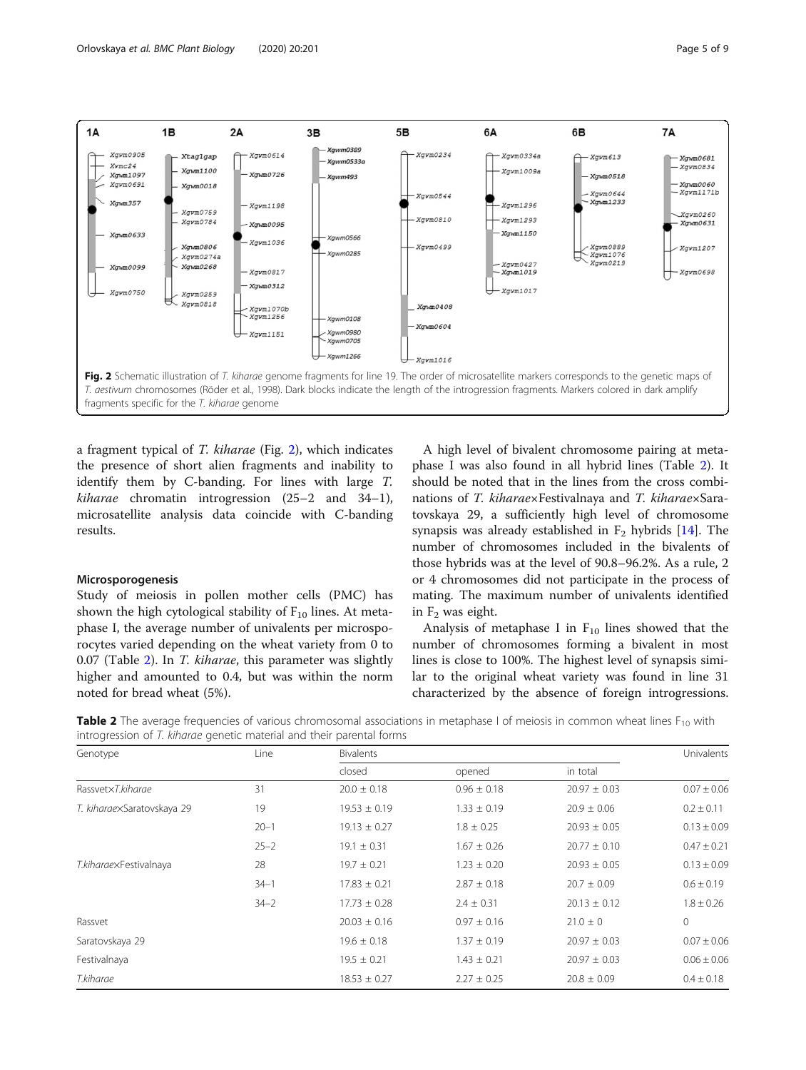**Fig. 2** Schematic illustration of *T. kiharae* genome fragments for line 19. The order of microsatellite markers corresponds to the genetic maps of *T. aestivum* chromosomes (Röder et al., 1998). Dark blocks indicate the length of the introgression fragments. Markers colored in dark amplify fragments specific for the *T. kiharae* genome

a fragment typical of *T. kiharae* (Fig. 2), which indicates the presence of short alien fragments and inability to identify them by C-banding. For lines with large *T. kiharae* chromatin introgression (25–2 and 34–1), microsatellite analysis data coincide with C-banding results.

### Microsporogenesis

Study of meiosis in pollen mother cells (PMC) has shown the high cytological stability of $F_{10}$ lines. At metaphase I, the average number of univalents per microsporocytes varied depending on the wheat variety from 0 to 0.07 (Table 2). In *T. kiharae*, this parameter was slightly higher and amounted to 0.4, but was within the norm noted for bread wheat (5%).

A high level of bivalent chromosome pairing at metaphase I was also found in all hybrid lines (Table 2). It should be noted that in the lines from the cross combinations of *T. kiharae*×Festivalnaya and *T. kiharae*×Saratovskaya 29, a sufficiently high level of chromosome synapsis was already established in $F_2$ hybrids [14]. The number of chromosomes included in the bivalents of those hybrids was at the level of 90.8–96.2%. As a rule, 2 or 4 chromosomes did not participate in the process of mating. The maximum number of univalents identified in $F_2$ was eight.

Analysis of metaphase I in $F_{10}$ lines showed that the number of chromosomes forming a bivalent in most lines is close to 100%. The highest level of synapsis similar to the original wheat variety was found in line 31 characterized by the absence of foreign introgressions.

**Table 2** The average frequencies of various chromosomal associations in metaphase I of meiosis in common wheat lines $F_{10}$ with introgression of *T. kiharae* genetic material and their parental forms

| Genotype | Line | Bivalents | | | Univalents |
|---|---|---|---|---|---|
| | | closed | opened | in total | |
| Rassvet×*T.kiharae* | 31 | 20.0 ± 0.18 | 0.96 ± 0.18 | 20.97 ± 0.03 | 0.07 ± 0.06 |
| *T. kiharae*×Saratovskaya 29 | 19 | 19.53 ± 0.19 | 1.33 ± 0.19 | 20.9 ± 0.06 | 0.2 ± 0.11 |
| | 20–1 | 19.13 ± 0.27 | 1.8 ± 0.25 | 20.93 ± 0.05 | 0.13 ± 0.09 |
| | 25–2 | 19.1 ± 0.31 | 1.67 ± 0.26 | 20.77 ± 0.10 | 0.47 ± 0.21 |
| *T.kiharae*×Festivalnaya | 28 | 19.7 ± 0.21 | 1.23 ± 0.20 | 20.93 ± 0.05 | 0.13 ± 0.09 |
| | 34–1 | 17.83 ± 0.21 | 2.87 ± 0.18 | 20.7 ± 0.09 | 0.6 ± 0.19 |
| | 34–2 | 17.73 ± 0.28 | 2.4 ± 0.31 | 20.13 ± 0.12 | 1.8 ± 0.26 |
| Rassvet | | 20.03 ± 0.16 | 0.97 ± 0.16 | 21.0 ± 0 | 0 |
| Saratovskaya 29 | | 19.6 ± 0.18 | 1.37 ± 0.19 | 20.97 ± 0.03 | 0.07 ± 0.06 |
| Festivalnaya | | 19.5 ± 0.21 | 1.43 ± 0.21 | 20.97 ± 0.03 | 0.06 ± 0.06 |
| *T.kiharae* | | 18.53 ± 0.27 | 2.27 ± 0.25 | 20.8 ± 0.09 | 0.4 ± 0.18 |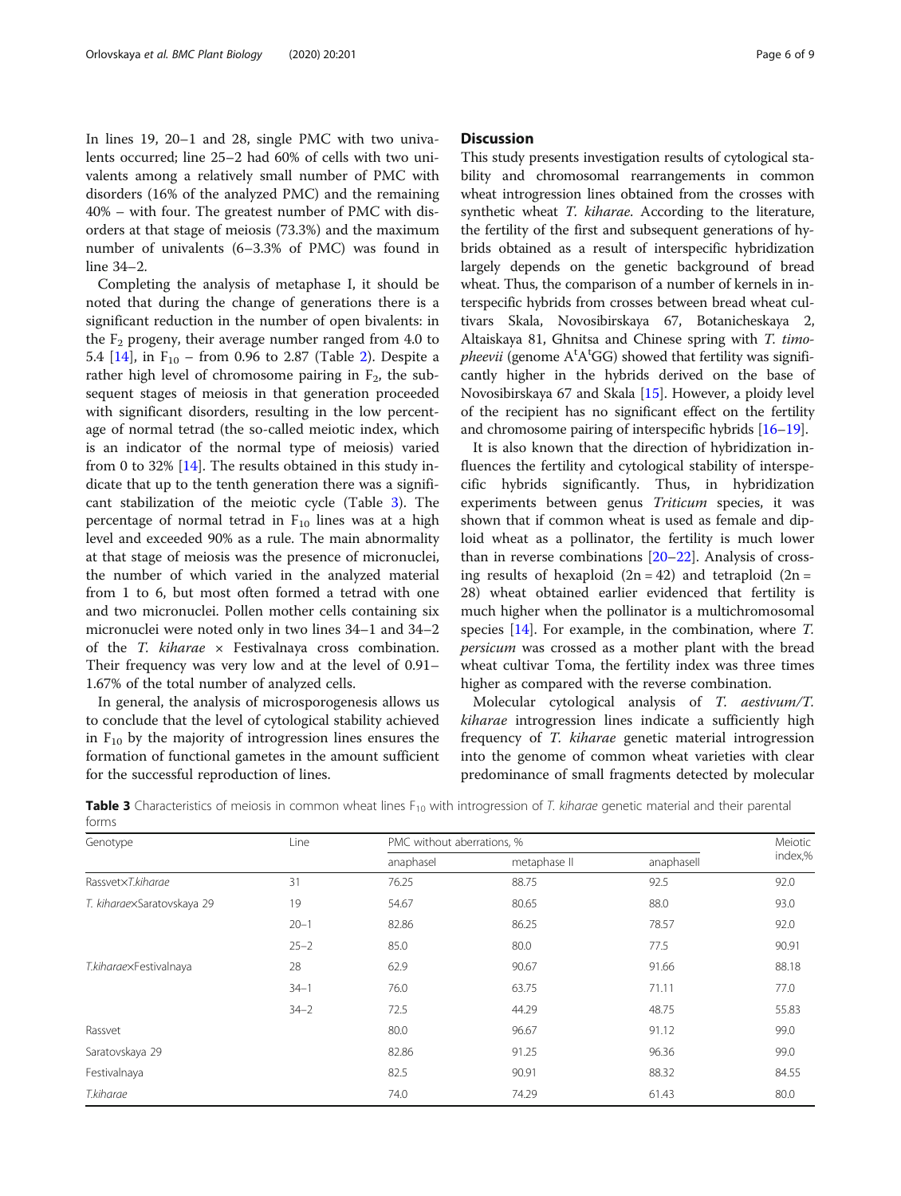In lines 19, 20–1 and 28, single PMC with two univalents occurred; line 25–2 had 60% of cells with two univalents among a relatively small number of PMC with disorders (16% of the analyzed PMC) and the remaining 40% – with four. The greatest number of PMC with disorders at that stage of meiosis (73.3%) and the maximum number of univalents (6–3.3% of PMC) was found in line 34–2.

Completing the analysis of metaphase I, it should be noted that during the change of generations there is a significant reduction in the number of open bivalents: in the $F_2$ progeny, their average number ranged from 4.0 to 5.4 [14], in $F_{10}$ – from 0.96 to 2.87 (Table 2). Despite a rather high level of chromosome pairing in $F_2$, the subsequent stages of meiosis in that generation proceeded with significant disorders, resulting in the low percentage of normal tetrad (the so-called meiotic index, which is an indicator of the normal type of meiosis) varied from 0 to 32% [14]. The results obtained in this study indicate that up to the tenth generation there was a significant stabilization of the meiotic cycle (Table 3). The percentage of normal tetrad in $F_{10}$ lines was at a high level and exceeded 90% as a rule. The main abnormality at that stage of meiosis was the presence of micronuclei, the number of which varied in the analyzed material from 1 to 6, but most often formed a tetrad with one and two micronuclei. Pollen mother cells containing six micronuclei were noted only in two lines 34–1 and 34–2 of the *T. kiharae* × Festivalnaya cross combination. Their frequency was very low and at the level of 0.91–1.67% of the total number of analyzed cells.

In general, the analysis of microsporogenesis allows us to conclude that the level of cytological stability achieved in $F_{10}$ by the majority of introgression lines ensures the formation of functional gametes in the amount sufficient for the successful reproduction of lines.

## Discussion

This study presents investigation results of cytological stability and chromosomal rearrangements in common wheat introgression lines obtained from the crosses with synthetic wheat *T. kiharae*. According to the literature, the fertility of the first and subsequent generations of hybrids obtained as a result of interspecific hybridization largely depends on the genetic background of bread wheat. Thus, the comparison of a number of kernels in interspecific hybrids from crosses between bread wheat cultivars Skala, Novosibirskaya 67, Botanicheskaya 2, Altaiskaya 81, Ghnitsa and Chinese spring with *T. timopheevii* (genome $A^tA^tGG$) showed that fertility was significantly higher in the hybrids derived on the base of Novosibirskaya 67 and Skala [15]. However, a ploidy level of the recipient has no significant effect on the fertility and chromosome pairing of interspecific hybrids [16–19].

It is also known that the direction of hybridization influences the fertility and cytological stability of interspecific hybrids significantly. Thus, in hybridization experiments between genus *Triticum* species, it was shown that if common wheat is used as female and diploid wheat as a pollinator, the fertility is much lower than in reverse combinations [20–22]. Analysis of crossing results of hexaploid (2n = 42) and tetraploid (2n = 28) wheat obtained earlier evidenced that fertility is much higher when the pollinator is a multichromosomal species [14]. For example, in the combination, where *T. persicum* was crossed as a mother plant with the bread wheat cultivar Toma, the fertility index was three times higher as compared with the reverse combination.

Molecular cytological analysis of *T. aestivum*/*T. kiharae* introgression lines indicate a sufficiently high frequency of *T. kiharae* genetic material introgression into the genome of common wheat varieties with clear predominance of small fragments detected by molecular

**Table 3** Characteristics of meiosis in common wheat lines $F_{10}$ with introgression of *T. kiharae* genetic material and their parental forms

| Genotype | Line | PMC without aberrations, % | | | Meiotic index,% |
|---|---|---|---|---|---|
| | | anaphaseI | metaphase II | anaphaseII | |
| Rassvet×*T.kiharae* | 31 | 76.25 | 88.75 | 92.5 | 92.0 |
| *T. kiharae*×Saratovskaya 29 | 19 | 54.67 | 80.65 | 88.0 | 93.0 |
| | 20–1 | 82.86 | 86.25 | 78.57 | 92.0 |
| | 25–2 | 85.0 | 80.0 | 77.5 | 90.91 |
| *T.kiharae*×Festivalnaya | 28 | 62.9 | 90.67 | 91.66 | 88.18 |
| | 34–1 | 76.0 | 63.75 | 71.11 | 77.0 |
| | 34–2 | 72.5 | 44.29 | 48.75 | 55.83 |
| Rassvet | | 80.0 | 96.67 | 91.12 | 99.0 |
| Saratovskaya 29 | | 82.86 | 91.25 | 96.36 | 99.0 |
| Festivalnaya | | 82.5 | 90.91 | 88.32 | 84.55 |
| *T.kiharae* | | 74.0 | 74.29 | 61.43 | 80.0 |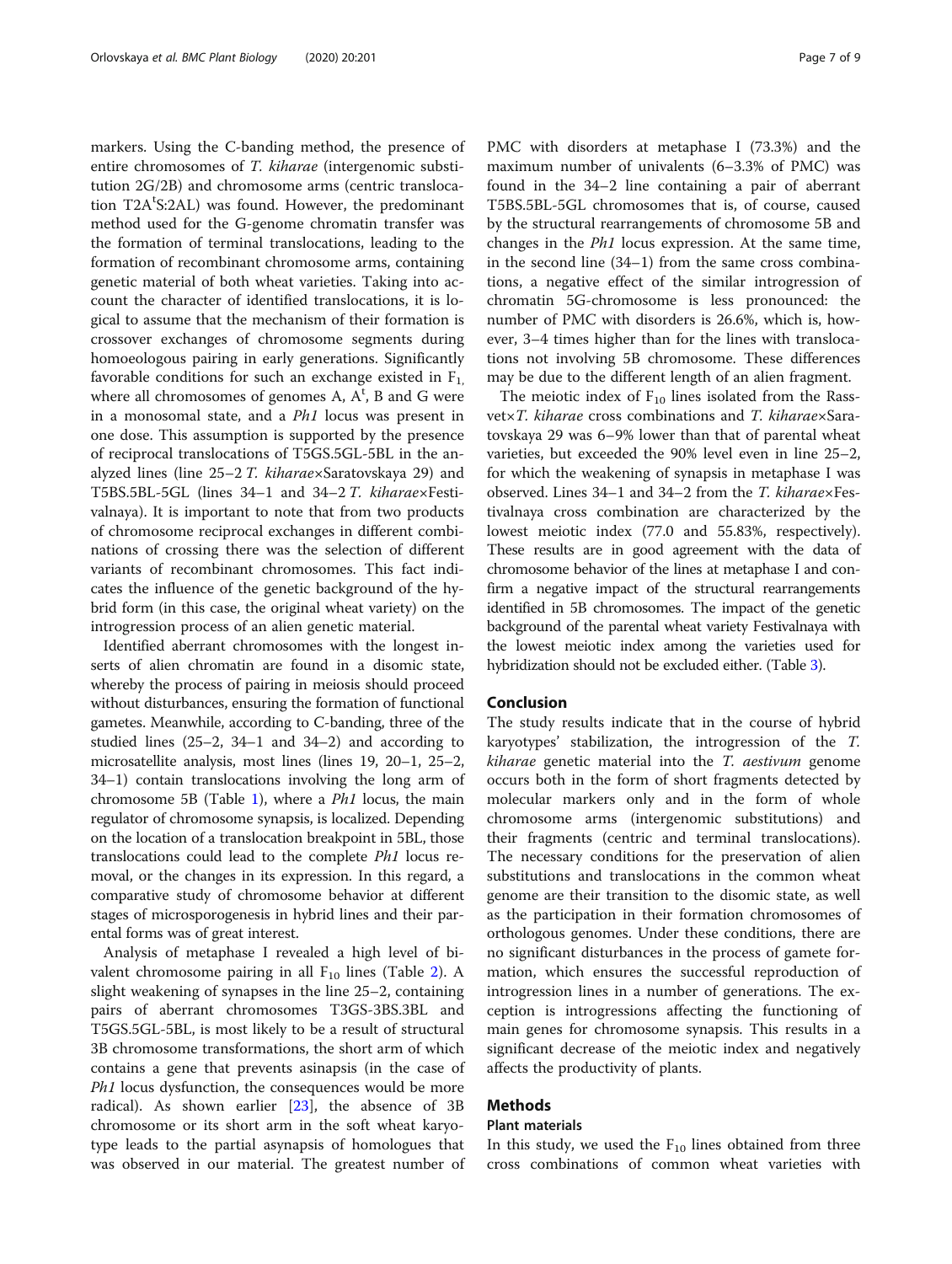markers. Using the C-banding method, the presence of entire chromosomes of *T. kiharae* (intergenomic substitution 2G/2B) and chromosome arms (centric translocation T2A$^{t}$S:2AL) was found. However, the predominant method used for the G-genome chromatin transfer was the formation of terminal translocations, leading to the formation of recombinant chromosome arms, containing genetic material of both wheat varieties. Taking into account the character of identified translocations, it is logical to assume that the mechanism of their formation is crossover exchanges of chromosome segments during homoeologous pairing in early generations. Significantly favorable conditions for such an exchange existed in $F_1$, where all chromosomes of genomes A, A$^{t}$, B and G were in a monosomal state, and a *Ph1* locus was present in one dose. This assumption is supported by the presence of reciprocal translocations of T5GS.5GL-5BL in the analyzed lines (line 25–2 *T. kiharae*×Saratovskaya 29) and T5BS.5BL-5GL (lines 34–1 and 34–2 *T. kiharae*×Festivalnaya). It is important to note that from two products of chromosome reciprocal exchanges in different combinations of crossing there was the selection of different variants of recombinant chromosomes. This fact indicates the influence of the genetic background of the hybrid form (in this case, the original wheat variety) on the introgression process of an alien genetic material.

Identified aberrant chromosomes with the longest inserts of alien chromatin are found in a disomic state, whereby the process of pairing in meiosis should proceed without disturbances, ensuring the formation of functional gametes. Meanwhile, according to C-banding, three of the studied lines (25–2, 34–1 and 34–2) and according to microsatellite analysis, most lines (lines 19, 20–1, 25–2, 34–1) contain translocations involving the long arm of chromosome 5B (Table 1), where a *Ph1* locus, the main regulator of chromosome synapsis, is localized. Depending on the location of a translocation breakpoint in 5BL, those translocations could lead to the complete *Ph1* locus removal, or the changes in its expression. In this regard, a comparative study of chromosome behavior at different stages of microsporogenesis in hybrid lines and their parental forms was of great interest.

Analysis of metaphase I revealed a high level of bivalent chromosome pairing in all $F_{10}$ lines (Table 2). A slight weakening of synapses in the line 25–2, containing pairs of aberrant chromosomes T3GS-3BS.3BL and T5GS.5GL-5BL, is most likely to be a result of structural 3B chromosome transformations, the short arm of which contains a gene that prevents asinapsis (in the case of *Ph1* locus dysfunction, the consequences would be more radical). As shown earlier [23], the absence of 3B chromosome or its short arm in the soft wheat karyotype leads to the partial asynapsis of homologues that was observed in our material. The greatest number of PMC with disorders at metaphase I (73.3%) and the maximum number of univalents (6–3.3% of PMC) was found in the 34–2 line containing a pair of aberrant T5BS.5BL-5GL chromosomes that is, of course, caused by the structural rearrangements of chromosome 5B and changes in the *Ph1* locus expression. At the same time, in the second line (34–1) from the same cross combinations, a negative effect of the similar introgression of chromatin 5G-chromosome is less pronounced: the number of PMC with disorders is 26.6%, which is, however, 3–4 times higher than for the lines with translocations not involving 5B chromosome. These differences may be due to the different length of an alien fragment.

The meiotic index of $F_{10}$ lines isolated from the Rassvet×*T. kiharae* cross combinations and *T. kiharae*×Saratovskaya 29 was 6–9% lower than that of parental wheat varieties, but exceeded the 90% level even in line 25–2, for which the weakening of synapsis in metaphase I was observed. Lines 34–1 and 34–2 from the *T. kiharae*×Festivalnaya cross combination are characterized by the lowest meiotic index (77.0 and 55.83%, respectively). These results are in good agreement with the data of chromosome behavior of the lines at metaphase I and confirm a negative impact of the structural rearrangements identified in 5B chromosomes. The impact of the genetic background of the parental wheat variety Festivalnaya with the lowest meiotic index among the varieties used for hybridization should not be excluded either. (Table 3).

## Conclusion

The study results indicate that in the course of hybrid karyotypes' stabilization, the introgression of the *T. kiharae* genetic material into the *T. aestivum* genome occurs both in the form of short fragments detected by molecular markers only and in the form of whole chromosome arms (intergenomic substitutions) and their fragments (centric and terminal translocations). The necessary conditions for the preservation of alien substitutions and translocations in the common wheat genome are their transition to the disomic state, as well as the participation in their formation chromosomes of orthologous genomes. Under these conditions, there are no significant disturbances in the process of gamete formation, which ensures the successful reproduction of introgression lines in a number of generations. The exception is introgressions affecting the functioning of main genes for chromosome synapsis. This results in a significant decrease of the meiotic index and negatively affects the productivity of plants.

## Methods

### Plant materials

In this study, we used the $F_{10}$ lines obtained from three cross combinations of common wheat varieties with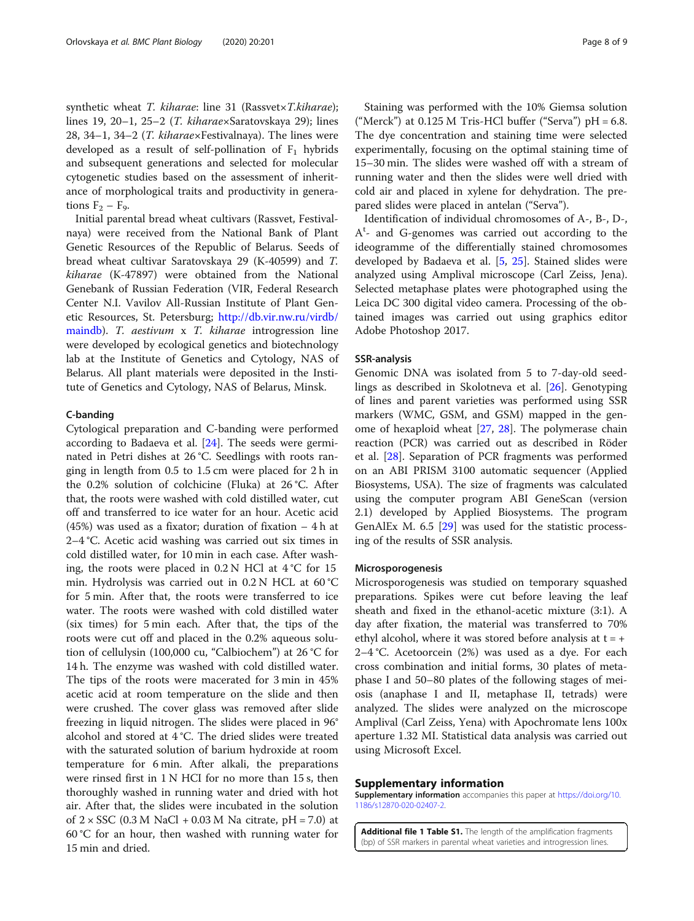synthetic wheat *T. kiharae*: line 31 (Rassvet×*T.kiharae*); lines 19, 20–1, 25–2 (*T. kiharae*×Saratovskaya 29); lines 28, 34–1, 34–2 (*T. kiharae*×Festivalnaya). The lines were developed as a result of self-pollination of $F_1$ hybrids and subsequent generations and selected for molecular cytogenetic studies based on the assessment of inheritance of morphological traits and productivity in generations $F_2$ – $F_9$.

Initial parental bread wheat cultivars (Rassvet, Festivalnaya) were received from the National Bank of Plant Genetic Resources of the Republic of Belarus. Seeds of bread wheat cultivar Saratovskaya 29 (K-40599) and *T. kiharae* (K-47897) were obtained from the National Genebank of Russian Federation (VIR, Federal Research Center N.I. Vavilov All-Russian Institute of Plant Genetic Resources, St. Petersburg; http://db.vir.nw.ru/virdb/maindb). *T. aestivum* x *T. kiharae* introgression line were developed by ecological genetics and biotechnology lab at the Institute of Genetics and Cytology, NAS of Belarus. All plant materials were deposited in the Institute of Genetics and Cytology, NAS of Belarus, Minsk.

### C-banding

Cytological preparation and C-banding were performed according to Badaeva et al. [24]. The seeds were germinated in Petri dishes at 26 °C. Seedlings with roots ranging in length from 0.5 to 1.5 cm were placed for 2 h in the 0.2% solution of colchicine (Fluka) at 26 °C. After that, the roots were washed with cold distilled water, cut off and transferred to ice water for an hour. Acetic acid (45%) was used as a fixator; duration of fixation – 4 h at 2–4 °C. Acetic acid washing was carried out six times in cold distilled water, for 10 min in each case. After washing, the roots were placed in 0.2 N HCl at 4 °C for 15 min. Hydrolysis was carried out in 0.2 N HCL at 60 °C for 5 min. After that, the roots were transferred to ice water. The roots were washed with cold distilled water (six times) for 5 min each. After that, the tips of the roots were cut off and placed in the 0.2% aqueous solution of cellulysin (100,000 cu, "Calbiochem") at 26 °C for 14 h. The enzyme was washed with cold distilled water. The tips of the roots were macerated for 3 min in 45% acetic acid at room temperature on the slide and then were crushed. The cover glass was removed after slide freezing in liquid nitrogen. The slides were placed in 96° alcohol and stored at 4 °C. The dried slides were treated with the saturated solution of barium hydroxide at room temperature for 6 min. After alkali, the preparations were rinsed first in 1 N HCl for no more than 15 s, then thoroughly washed in running water and dried with hot air. After that, the slides were incubated in the solution of 2 × SSC (0.3 M NaCl + 0.03 M Na citrate, pH = 7.0) at 60 °C for an hour, then washed with running water for 15 min and dried.

Staining was performed with the 10% Giemsa solution ("Merck") at 0.125 M Tris-HCl buffer ("Serva") pH = 6.8. The dye concentration and staining time were selected experimentally, focusing on the optimal staining time of 15–30 min. The slides were washed off with a stream of running water and then the slides were well dried with cold air and placed in xylene for dehydration. The prepared slides were placed in antelan ("Serva").

Identification of individual chromosomes of A-, B-, D-, $A^t$- and G-genomes was carried out according to the ideogramme of the differentially stained chromosomes developed by Badaeva et al. [5, 25]. Stained slides were analyzed using Amplival microscope (Carl Zeiss, Jena). Selected metaphase plates were photographed using the Leica DC 300 digital video camera. Processing of the obtained images was carried out using graphics editor Adobe Photoshop 2017.

### SSR-analysis

Genomic DNA was isolated from 5 to 7-day-old seedlings as described in Skolotneva et al. [26]. Genotyping of lines and parent varieties was performed using SSR markers (WMC, GSM, and GSM) mapped in the genome of hexaploid wheat [27, 28]. The polymerase chain reaction (PCR) was carried out as described in Röder et al. [28]. Separation of PCR fragments was performed on an ABI PRISM 3100 automatic sequencer (Applied Biosystems, USA). The size of fragments was calculated using the computer program ABI GeneScan (version 2.1) developed by Applied Biosystems. The program GenAlEx M. 6.5 [29] was used for the statistic processing of the results of SSR analysis.

### Microsporogenesis

Microsporogenesis was studied on temporary squashed preparations. Spikes were cut before leaving the leaf sheath and fixed in the ethanol-acetic mixture (3:1). A day after fixation, the material was transferred to 70% ethyl alcohol, where it was stored before analysis at t = + 2–4 °C. Acetoorcein (2%) was used as a dye. For each cross combination and initial forms, 30 plates of metaphase I and 50–80 plates of the following stages of meiosis (anaphase I and II, metaphase II, tetrads) were analyzed. The slides were analyzed on the microscope Amplival (Carl Zeiss, Yena) with Apochromate lens 100x aperture 1.32 MI. Statistical data analysis was carried out using Microsoft Excel.

## Supplementary information

**Supplementary information** accompanies this paper at https://doi.org/10.1186/s12870-020-02407-2.

**Additional file 1 Table S1.** The length of the amplification fragments (bp) of SSR markers in parental wheat varieties and introgression lines.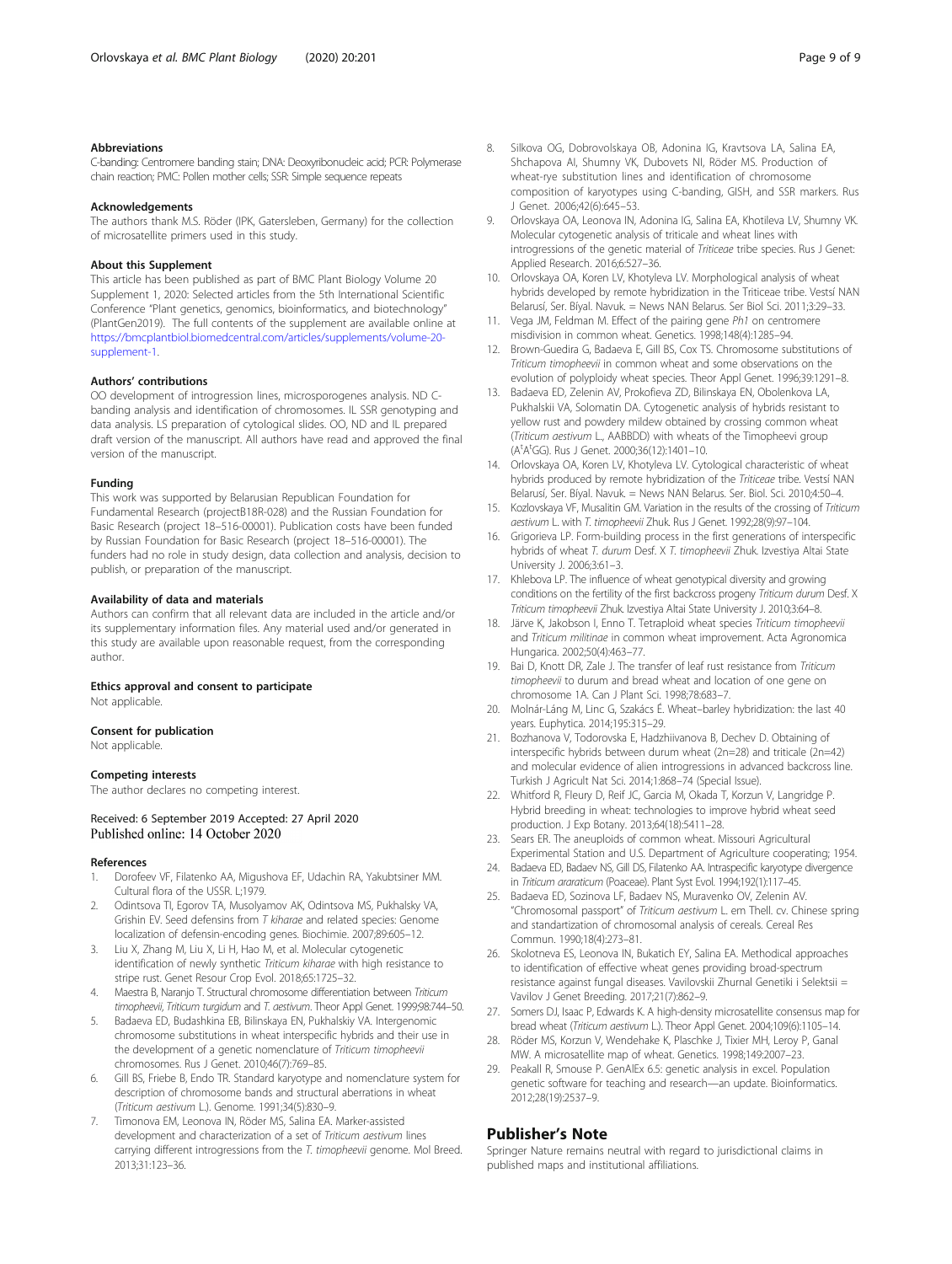### Abbreviations

C-banding: Centromere banding stain; DNA: Deoxyribonucleic acid; PCR: Polymerase chain reaction; PMC: Pollen mother cells; SSR: Simple sequence repeats

### Acknowledgements

The authors thank M.S. Röder (IPK, Gatersleben, Germany) for the collection of microsatellite primers used in this study.

### About this Supplement

This article has been published as part of BMC Plant Biology Volume 20 Supplement 1, 2020: Selected articles from the 5th International Scientific Conference "Plant genetics, genomics, bioinformatics, and biotechnology" (PlantGen2019). The full contents of the supplement are available online at https://bmcplantbiol.biomedcentral.com/articles/supplements/volume-20-supplement-1.

### Authors' contributions

OO development of introgression lines, microsporogenes analysis. ND C-banding analysis and identification of chromosomes. IL SSR genotyping and data analysis. LS preparation of cytological slides. OO, ND and IL prepared draft version of the manuscript. All authors have read and approved the final version of the manuscript.

### Funding

This work was supported by Belarusian Republican Foundation for Fundamental Research (projectB18R-028) and the Russian Foundation for Basic Research (project 18–516-00001). Publication costs have been funded by Russian Foundation for Basic Research (project 18–516-00001). The funders had no role in study design, data collection and analysis, decision to publish, or preparation of the manuscript.

### Availability of data and materials

Authors can confirm that all relevant data are included in the article and/or its supplementary information files. Any material used and/or generated in this study are available upon reasonable request, from the corresponding author.

### Ethics approval and consent to participate

Not applicable.

### Consent for publication

Not applicable.

### Competing interests

The author declares no competing interest.

Received: 6 September 2019 Accepted: 27 April 2020
Published online: 14 October 2020

### References

1. Dorofeev VF, Filatenko AA, Migushova EF, Udachin RA, Yakubtsiner MM. Cultural flora of the USSR. L;1979.
2. Odintsova TI, Egorov TA, Musolyamov AK, Odintsova MS, Pukhalsky VA, Grishin EV. Seed defensins from *T kiharae* and related species: Genome localization of defensin-encoding genes. Biochimie. 2007;89:605–12.
3. Liu X, Zhang M, Liu X, Li H, Hao M, et al. Molecular cytogenetic identification of newly synthetic *Triticum kiharae* with high resistance to stripe rust. Genet Resour Crop Evol. 2018;65:1725–32.
4. Maestra B, Naranjo T. Structural chromosome differentiation between *Triticum timopheevii*, *Triticum turgidum* and *T. aestivum*. Theor Appl Genet. 1999;98:744–50.
5. Badaeva ED, Budashkina EB, Bilinskaya EN, Pukhalskiy VA. Intergenomic chromosome substitutions in wheat interspecific hybrids and their use in the development of a genetic nomenclature of *Triticum timopheevii* chromosomes. Rus J Genet. 2010;46(7):769–85.
6. Gill BS, Friebe B, Endo TR. Standard karyotype and nomenclature system for description of chromosome bands and structural aberrations in wheat (*Triticum aestivum* L.). Genome. 1991;34(5):830–9.
7. Timonova EM, Leonova IN, Röder MS, Salina EA. Marker-assisted development and characterization of a set of *Triticum aestivum* lines carrying different introgressions from the *T. timopheevii* genome. Mol Breed. 2013;31:123–36.
8. Silkova OG, Dobrovolskaya OB, Adonina IG, Kravtsova LA, Salina EA, Shchapova AI, Shumny VK, Dubovets NI, Röder MS. Production of wheat-rye substitution lines and identification of chromosome composition of karyotypes using C-banding, GISH, and SSR markers. Rus J Genet. 2006;42(6):645–53.
9. Orlovskaya OA, Leonova IN, Adonina IG, Salina EA, Khotileva LV, Shumny VK. Molecular cytogenetic analysis of triticale and wheat lines with introgressions of the genetic material of *Triticeae* tribe species. Rus J Genet: Applied Research. 2016;6:527–36.
10. Orlovskaya OA, Koren LV, Khotyleva LV. Morphological analysis of wheat hybrids developed by remote hybridization in the *Triticeae* tribe. Vestsí NAN Belarusí, Ser. Bíyal. Navuk. = News NAN Belarus. Ser Biol Sci. 2011;3:29–33.
11. Vega JM, Feldman M. Effect of the pairing gene *Ph1* on centromere misdivision in common wheat. Genetics. 1998;148(4):1285–94.
12. Brown-Guedira G, Badaeva E, Gill BS, Cox TS. Chromosome substitutions of *Triticum timopheevii* in common wheat and some observations on the evolution of polyploidy wheat species. Theor Appl Genet. 1996;39:1291–8.
13. Badaeva ED, Zelenin AV, Prokofieva ZD, Bilinskaya EN, Obolenkova LA, Pukhalskii VA, Solomatin DA. Cytogenetic analysis of hybrids resistant to yellow rust and powdery mildew obtained by crossing common wheat (*Triticum aestivum* L., AABBDD) with wheats of the Timopheevi group ($A^tA^tGG$). Rus J Genet. 2000;36(12):1401–10.
14. Orlovskaya OA, Koren LV, Khotyleva LV. Cytological characteristic of wheat hybrids produced by remote hybridization of the *Triticeae* tribe. Vestsí NAN Belarusí, Ser. Bíyal. Navuk. = News NAN Belarus. Ser. Biol. Sci. 2010;4:50–4.
15. Kozlovskaya VF, Musalitin GM. Variation in the results of the crossing of *Triticum aestivum* L. with *T. timopheevii* Zhuk. Rus J Genet. 1992;28(9):97–104.
16. Grigorieva LP. Form-building process in the first generations of interspecific hybrids of wheat *T. durum* Desf. X *T. timopheevii* Zhuk. Izvestiya Altai State University J. 2006;3:61–3.
17. Khlebova LP. The influence of wheat genotypical diversity and growing conditions on the fertility of the first backcross progeny *Triticum durum* Desf. X *Triticum timopheevii* Zhuk. Izvestiya Altai State University J. 2010;3:64–8.
18. Järve K, Jakobson I, Enno T. Tetraploid wheat species *Triticum timopheevii* and *Triticum militinae* in common wheat improvement. Acta Agronomica Hungarica. 2002;50(4):463–77.
19. Bai D, Knott DR, Zale J. The transfer of leaf rust resistance from *Triticum timopheevii* to durum and bread wheat and location of one gene on chromosome 1A. Can J Plant Sci. 1998;78:683–7.
20. Molnár-Láng M, Linc G, Szakács É. Wheat–barley hybridization: the last 40 years. Euphytica. 2014;195:315–29.
21. Bozhanova V, Todorovska E, Hadzhiivanova B, Dechev D. Obtaining of interspecific hybrids between durum wheat (2n=28) and triticale (2n=42) and molecular evidence of alien introgressions in advanced backcross line. Turkish J Agricult Nat Sci. 2014;1:868–74 (Special Issue).
22. Whitford R, Fleury D, Reif JC, Garcia M, Okada T, Korzun V, Langridge P. Hybrid breeding in wheat: technologies to improve hybrid wheat seed production. J Exp Botany. 2013;64(18):5411–28.
23. Sears ER. The aneuploids of common wheat. Missouri Agricultural Experimental Station and U.S. Department of Agriculture cooperating; 1954.
24. Badaeva ED, Badaev NS, Gill DS, Filatenko AA. Intraspecific karyotype divergence in *Triticum araraticum* (Poaceae). Plant Syst Evol. 1994;192(1):117–45.
25. Badaeva ED, Sozinova LF, Badaev NS, Muravenko OV, Zelenin AV. "Chromosomal passport" of *Triticum aestivum* L. em Thell. cv. Chinese spring and standartization of chromosomal analysis of cereals. Cereal Res Commun. 1990;18(4):273–81.
26. Skolotneva ES, Leonova IN, Bukatich EY, Salina EA. Methodical approaches to identification of effective wheat genes providing broad-spectrum resistance against fungal diseases. Vavilovskii Zhurnal Genetiki i Selektsii = Vavilov J Genet Breeding. 2017;21(7):862–9.
27. Somers DJ, Isaac P, Edwards K. A high-density microsatellite consensus map for bread wheat (*Triticum aestivum* L.). Theor Appl Genet. 2004;109(6):1105–14.
28. Röder MS, Korzun V, Wendehake K, Plaschke J, Tixier MH, Leroy P, Ganal MW. A microsatellite map of wheat. Genetics. 1998;149:2007–23.
29. Peakall R, Smouse P. GenAlEx 6.5: genetic analysis in excel. Population genetic software for teaching and research—an update. Bioinformatics. 2012;28(19):2537–9.

## Publisher's Note

Springer Nature remains neutral with regard to jurisdictional claims in published maps and institutional affiliations.